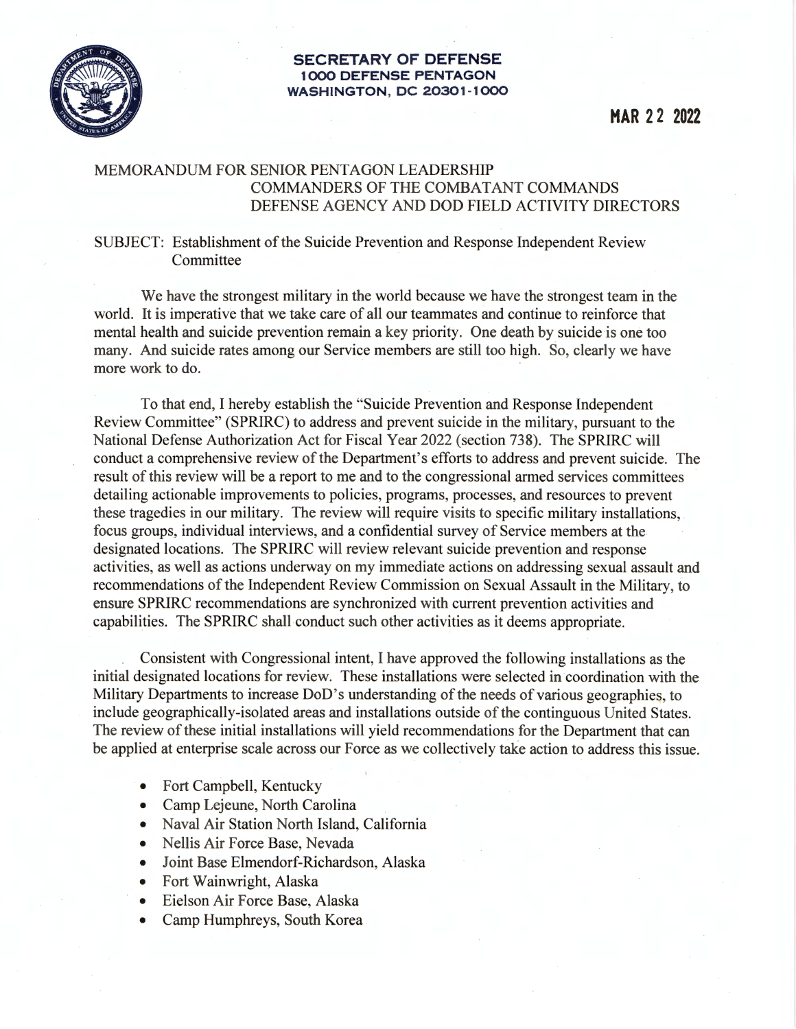**SECRETARY OF DEFENSE**
**1000 DEFENSE PENTAGON**
**WASHINGTON, DC 20301-1000**

**MAR 22 2022**

MEMORANDUM FOR SENIOR PENTAGON LEADERSHIP
COMMANDERS OF THE COMBATANT COMMANDS
DEFENSE AGENCY AND DOD FIELD ACTIVITY DIRECTORS

SUBJECT: Establishment of the Suicide Prevention and Response Independent Review Committee

We have the strongest military in the world because we have the strongest team in the world. It is imperative that we take care of all our teammates and continue to reinforce that mental health and suicide prevention remain a key priority. One death by suicide is one too many. And suicide rates among our Service members are still too high. So, clearly we have more work to do.

To that end, I hereby establish the "Suicide Prevention and Response Independent Review Committee" (SPRIRC) to address and prevent suicide in the military, pursuant to the National Defense Authorization Act for Fiscal Year 2022 (section 738). The SPRIRC will conduct a comprehensive review of the Department's efforts to address and prevent suicide. The result of this review will be a report to me and to the congressional armed services committees detailing actionable improvements to policies, programs, processes, and resources to prevent these tragedies in our military. The review will require visits to specific military installations, focus groups, individual interviews, and a confidential survey of Service members at the designated locations. The SPRIRC will review relevant suicide prevention and response activities, as well as actions underway on my immediate actions on addressing sexual assault and recommendations of the Independent Review Commission on Sexual Assault in the Military, to ensure SPRIRC recommendations are synchronized with current prevention activities and capabilities. The SPRIRC shall conduct such other activities as it deems appropriate.

Consistent with Congressional intent, I have approved the following installations as the initial designated locations for review. These installations were selected in coordination with the Military Departments to increase DoD's understanding of the needs of various geographies, to include geographically-isolated areas and installations outside of the contiguous United States. The review of these initial installations will yield recommendations for the Department that can be applied at enterprise scale across our Force as we collectively take action to address this issue.

- Fort Campbell, Kentucky
- Camp Lejeune, North Carolina
- Naval Air Station North Island, California
- Nellis Air Force Base, Nevada
- Joint Base Elmendorf-Richardson, Alaska
- Fort Wainwright, Alaska
- Eielson Air Force Base, Alaska
- Camp Humphreys, South Korea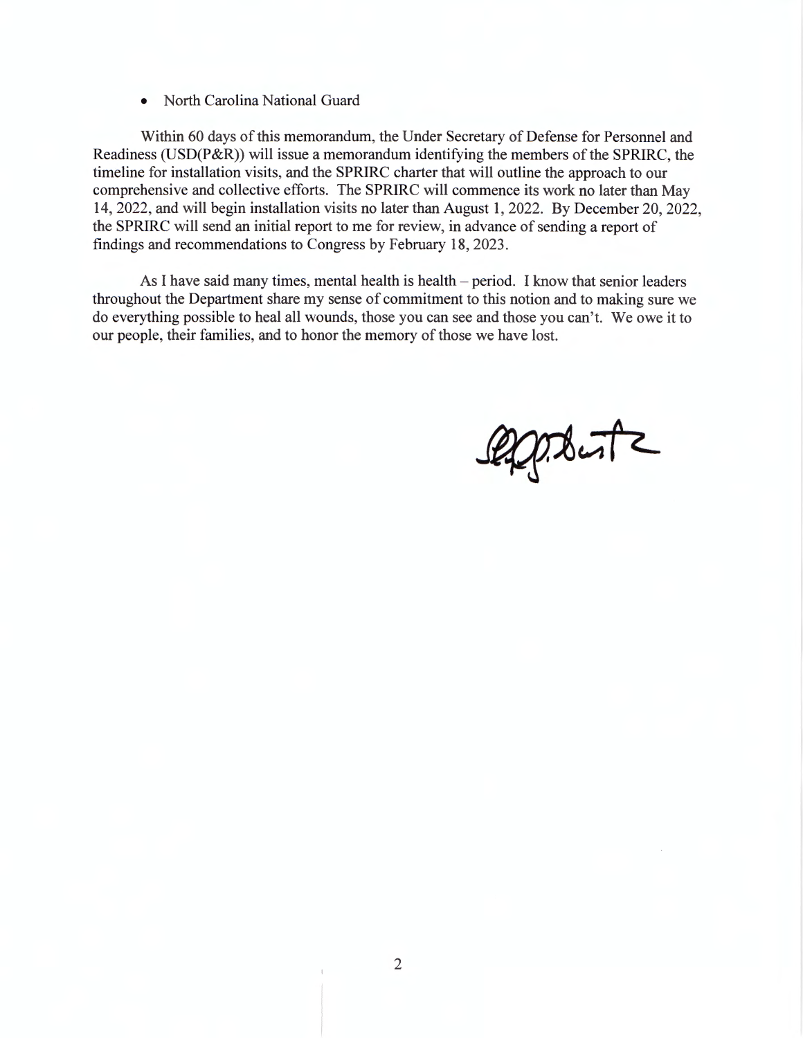- North Carolina National Guard

Within 60 days of this memorandum, the Under Secretary of Defense for Personnel and Readiness (USD(P&R)) will issue a memorandum identifying the members of the SPRIRC, the timeline for installation visits, and the SPRIRC charter that will outline the approach to our comprehensive and collective efforts. The SPRIRC will commence its work no later than May 14, 2022, and will begin installation visits no later than August 1, 2022. By December 20, 2022, the SPRIRC will send an initial report to me for review, in advance of sending a report of findings and recommendations to Congress by February 18, 2023.

As I have said many times, mental health is health – period. I know that senior leaders throughout the Department share my sense of commitment to this notion and to making sure we do everything possible to heal all wounds, those you can see and those you can't. We owe it to our people, their families, and to honor the memory of those we have lost.